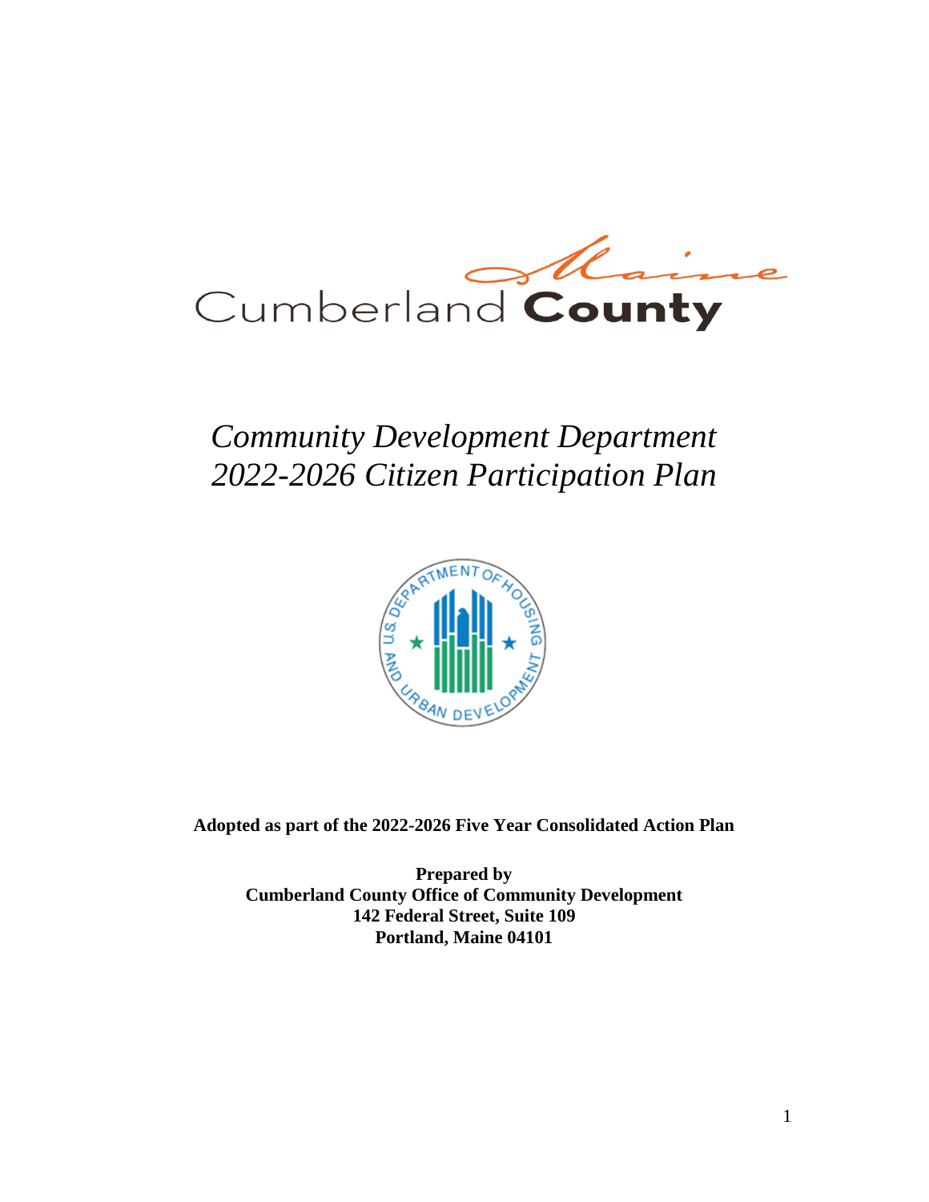Cumberland County Maine

# *Community Development Department 2022-2026 Citizen Participation Plan*

**Adopted as part of the 2022-2026 Five Year Consolidated Action Plan**

**Prepared by**
**Cumberland County Office of Community Development**
**142 Federal Street, Suite 109**
**Portland, Maine 04101**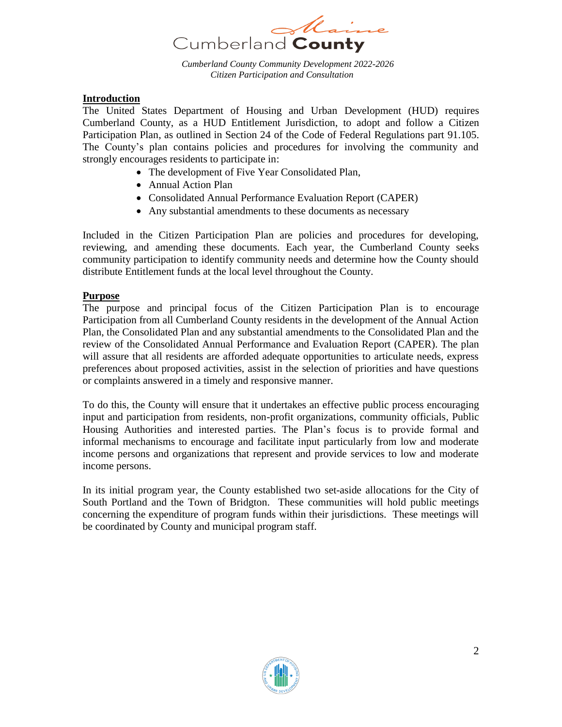*Cumberland County Community Development 2022-2026*
*Citizen Participation and Consultation*

## Introduction

The United States Department of Housing and Urban Development (HUD) requires Cumberland County, as a HUD Entitlement Jurisdiction, to adopt and follow a Citizen Participation Plan, as outlined in Section 24 of the Code of Federal Regulations part 91.105. The County's plan contains policies and procedures for involving the community and strongly encourages residents to participate in:

- The development of Five Year Consolidated Plan,
- Annual Action Plan
- Consolidated Annual Performance Evaluation Report (CAPER)
- Any substantial amendments to these documents as necessary

Included in the Citizen Participation Plan are policies and procedures for developing, reviewing, and amending these documents. Each year, the Cumberland County seeks community participation to identify community needs and determine how the County should distribute Entitlement funds at the local level throughout the County.

## Purpose

The purpose and principal focus of the Citizen Participation Plan is to encourage Participation from all Cumberland County residents in the development of the Annual Action Plan, the Consolidated Plan and any substantial amendments to the Consolidated Plan and the review of the Consolidated Annual Performance and Evaluation Report (CAPER). The plan will assure that all residents are afforded adequate opportunities to articulate needs, express preferences about proposed activities, assist in the selection of priorities and have questions or complaints answered in a timely and responsive manner.

To do this, the County will ensure that it undertakes an effective public process encouraging input and participation from residents, non-profit organizations, community officials, Public Housing Authorities and interested parties. The Plan's focus is to provide formal and informal mechanisms to encourage and facilitate input particularly from low and moderate income persons and organizations that represent and provide services to low and moderate income persons.

In its initial program year, the County established two set-aside allocations for the City of South Portland and the Town of Bridgton. These communities will hold public meetings concerning the expenditure of program funds within their jurisdictions. These meetings will be coordinated by County and municipal program staff.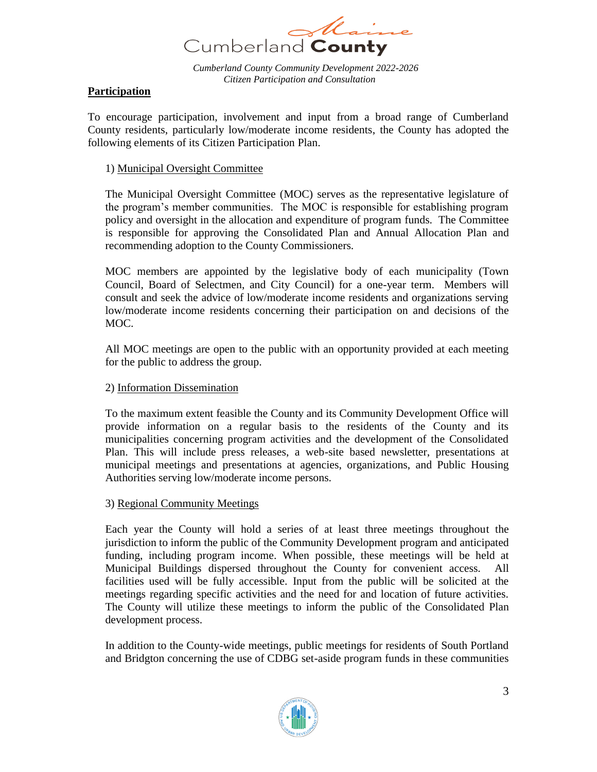**Participation**

To encourage participation, involvement and input from a broad range of Cumberland County residents, particularly low/moderate income residents, the County has adopted the following elements of its Citizen Participation Plan.

1) Municipal Oversight Committee

The Municipal Oversight Committee (MOC) serves as the representative legislature of the program's member communities. The MOC is responsible for establishing program policy and oversight in the allocation and expenditure of program funds. The Committee is responsible for approving the Consolidated Plan and Annual Allocation Plan and recommending adoption to the County Commissioners.

MOC members are appointed by the legislative body of each municipality (Town Council, Board of Selectmen, and City Council) for a one-year term. Members will consult and seek the advice of low/moderate income residents and organizations serving low/moderate income residents concerning their participation on and decisions of the MOC.

All MOC meetings are open to the public with an opportunity provided at each meeting for the public to address the group.

2) Information Dissemination

To the maximum extent feasible the County and its Community Development Office will provide information on a regular basis to the residents of the County and its municipalities concerning program activities and the development of the Consolidated Plan. This will include press releases, a web-site based newsletter, presentations at municipal meetings and presentations at agencies, organizations, and Public Housing Authorities serving low/moderate income persons.

3) Regional Community Meetings

Each year the County will hold a series of at least three meetings throughout the jurisdiction to inform the public of the Community Development program and anticipated funding, including program income. When possible, these meetings will be held at Municipal Buildings dispersed throughout the County for convenient access. All facilities used will be fully accessible. Input from the public will be solicited at the meetings regarding specific activities and the need for and location of future activities. The County will utilize these meetings to inform the public of the Consolidated Plan development process.

In addition to the County-wide meetings, public meetings for residents of South Portland and Bridgton concerning the use of CDBG set-aside program funds in these communities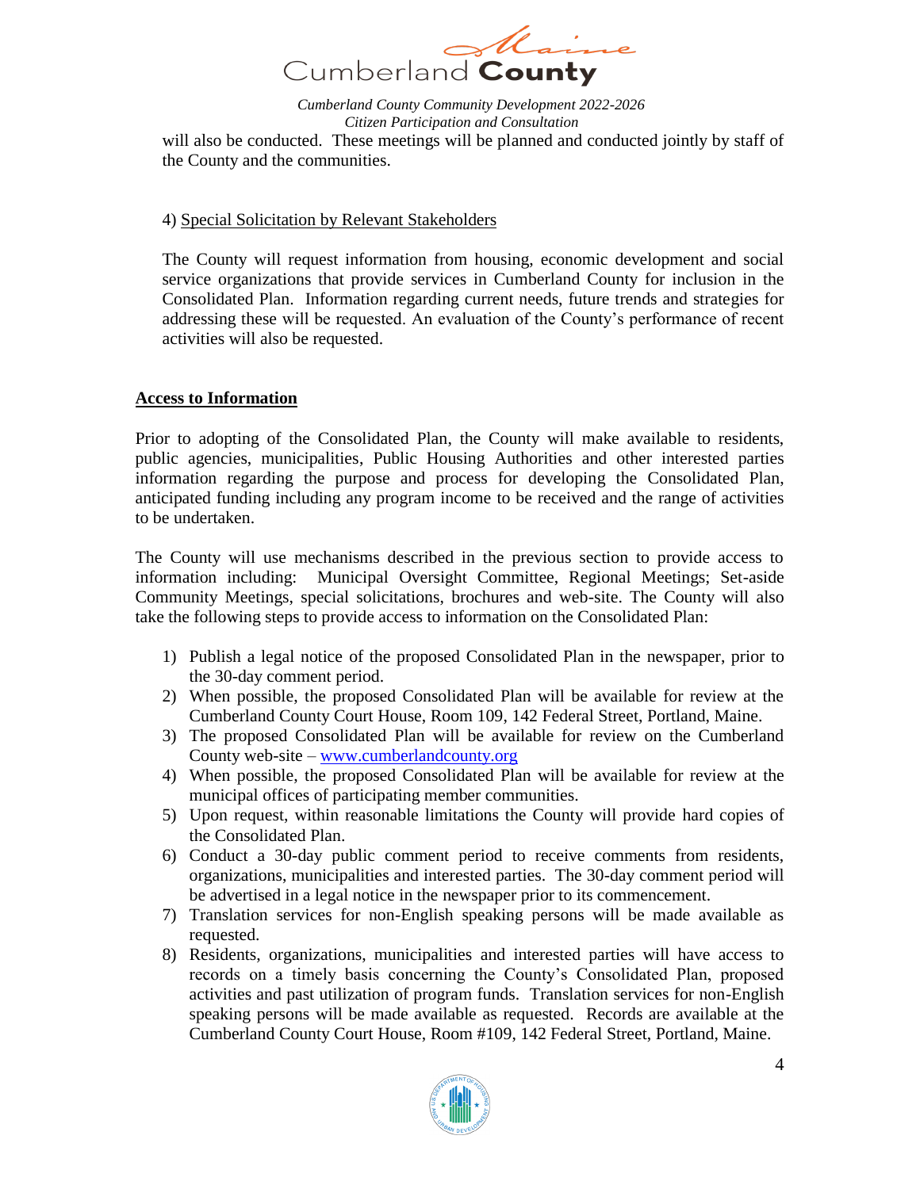will also be conducted. These meetings will be planned and conducted jointly by staff of the County and the communities.

4) Special Solicitation by Relevant Stakeholders

The County will request information from housing, economic development and social service organizations that provide services in Cumberland County for inclusion in the Consolidated Plan. Information regarding current needs, future trends and strategies for addressing these will be requested. An evaluation of the County's performance of recent activities will also be requested.

**Access to Information**

Prior to adopting of the Consolidated Plan, the County will make available to residents, public agencies, municipalities, Public Housing Authorities and other interested parties information regarding the purpose and process for developing the Consolidated Plan, anticipated funding including any program income to be received and the range of activities to be undertaken.

The County will use mechanisms described in the previous section to provide access to information including: Municipal Oversight Committee, Regional Meetings; Set-aside Community Meetings, special solicitations, brochures and web-site. The County will also take the following steps to provide access to information on the Consolidated Plan:

1) Publish a legal notice of the proposed Consolidated Plan in the newspaper, prior to the 30-day comment period.
2) When possible, the proposed Consolidated Plan will be available for review at the Cumberland County Court House, Room 109, 142 Federal Street, Portland, Maine.
3) The proposed Consolidated Plan will be available for review on the Cumberland County web-site – www.cumberlandcounty.org
4) When possible, the proposed Consolidated Plan will be available for review at the municipal offices of participating member communities.
5) Upon request, within reasonable limitations the County will provide hard copies of the Consolidated Plan.
6) Conduct a 30-day public comment period to receive comments from residents, organizations, municipalities and interested parties. The 30-day comment period will be advertised in a legal notice in the newspaper prior to its commencement.
7) Translation services for non-English speaking persons will be made available as requested.
8) Residents, organizations, municipalities and interested parties will have access to records on a timely basis concerning the County's Consolidated Plan, proposed activities and past utilization of program funds. Translation services for non-English speaking persons will be made available as requested. Records are available at the Cumberland County Court House, Room #109, 142 Federal Street, Portland, Maine.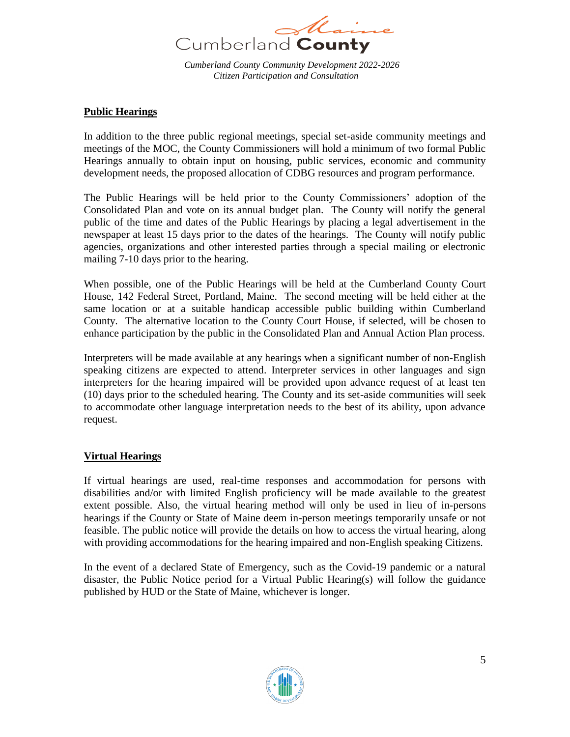## Public Hearings

In addition to the three public regional meetings, special set-aside community meetings and meetings of the MOC, the County Commissioners will hold a minimum of two formal Public Hearings annually to obtain input on housing, public services, economic and community development needs, the proposed allocation of CDBG resources and program performance.

The Public Hearings will be held prior to the County Commissioners' adoption of the Consolidated Plan and vote on its annual budget plan. The County will notify the general public of the time and dates of the Public Hearings by placing a legal advertisement in the newspaper at least 15 days prior to the dates of the hearings. The County will notify public agencies, organizations and other interested parties through a special mailing or electronic mailing 7-10 days prior to the hearing.

When possible, one of the Public Hearings will be held at the Cumberland County Court House, 142 Federal Street, Portland, Maine. The second meeting will be held either at the same location or at a suitable handicap accessible public building within Cumberland County. The alternative location to the County Court House, if selected, will be chosen to enhance participation by the public in the Consolidated Plan and Annual Action Plan process.

Interpreters will be made available at any hearings when a significant number of non-English speaking citizens are expected to attend. Interpreter services in other languages and sign interpreters for the hearing impaired will be provided upon advance request of at least ten (10) days prior to the scheduled hearing. The County and its set-aside communities will seek to accommodate other language interpretation needs to the best of its ability, upon advance request.

## Virtual Hearings

If virtual hearings are used, real-time responses and accommodation for persons with disabilities and/or with limited English proficiency will be made available to the greatest extent possible. Also, the virtual hearing method will only be used in lieu of in-persons hearings if the County or State of Maine deem in-person meetings temporarily unsafe or not feasible. The public notice will provide the details on how to access the virtual hearing, along with providing accommodations for the hearing impaired and non-English speaking Citizens.

In the event of a declared State of Emergency, such as the Covid-19 pandemic or a natural disaster, the Public Notice period for a Virtual Public Hearing(s) will follow the guidance published by HUD or the State of Maine, whichever is longer.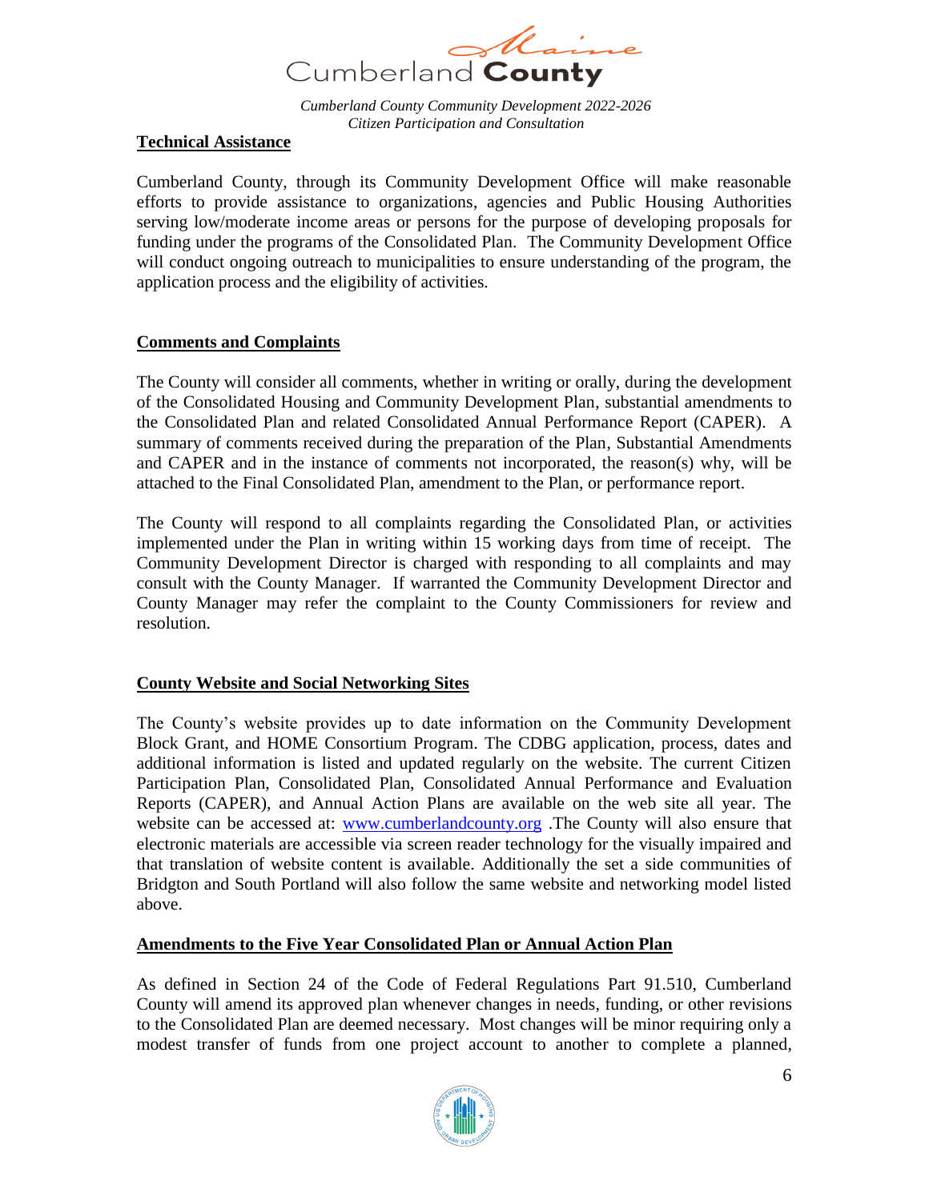**Technical Assistance**

Cumberland County, through its Community Development Office will make reasonable efforts to provide assistance to organizations, agencies and Public Housing Authorities serving low/moderate income areas or persons for the purpose of developing proposals for funding under the programs of the Consolidated Plan. The Community Development Office will conduct ongoing outreach to municipalities to ensure understanding of the program, the application process and the eligibility of activities.

**Comments and Complaints**

The County will consider all comments, whether in writing or orally, during the development of the Consolidated Housing and Community Development Plan, substantial amendments to the Consolidated Plan and related Consolidated Annual Performance Report (CAPER). A summary of comments received during the preparation of the Plan, Substantial Amendments and CAPER and in the instance of comments not incorporated, the reason(s) why, will be attached to the Final Consolidated Plan, amendment to the Plan, or performance report.

The County will respond to all complaints regarding the Consolidated Plan, or activities implemented under the Plan in writing within 15 working days from time of receipt. The Community Development Director is charged with responding to all complaints and may consult with the County Manager. If warranted the Community Development Director and County Manager may refer the complaint to the County Commissioners for review and resolution.

**County Website and Social Networking Sites**

The County's website provides up to date information on the Community Development Block Grant, and HOME Consortium Program. The CDBG application, process, dates and additional information is listed and updated regularly on the website. The current Citizen Participation Plan, Consolidated Plan, Consolidated Annual Performance and Evaluation Reports (CAPER), and Annual Action Plans are available on the web site all year. The website can be accessed at: [www.cumberlandcounty.org](http://www.cumberlandcounty.org) .The County will also ensure that electronic materials are accessible via screen reader technology for the visually impaired and that translation of website content is available. Additionally the set a side communities of Bridgton and South Portland will also follow the same website and networking model listed above.

**Amendments to the Five Year Consolidated Plan or Annual Action Plan**

As defined in Section 24 of the Code of Federal Regulations Part 91.510, Cumberland County will amend its approved plan whenever changes in needs, funding, or other revisions to the Consolidated Plan are deemed necessary. Most changes will be minor requiring only a modest transfer of funds from one project account to another to complete a planned,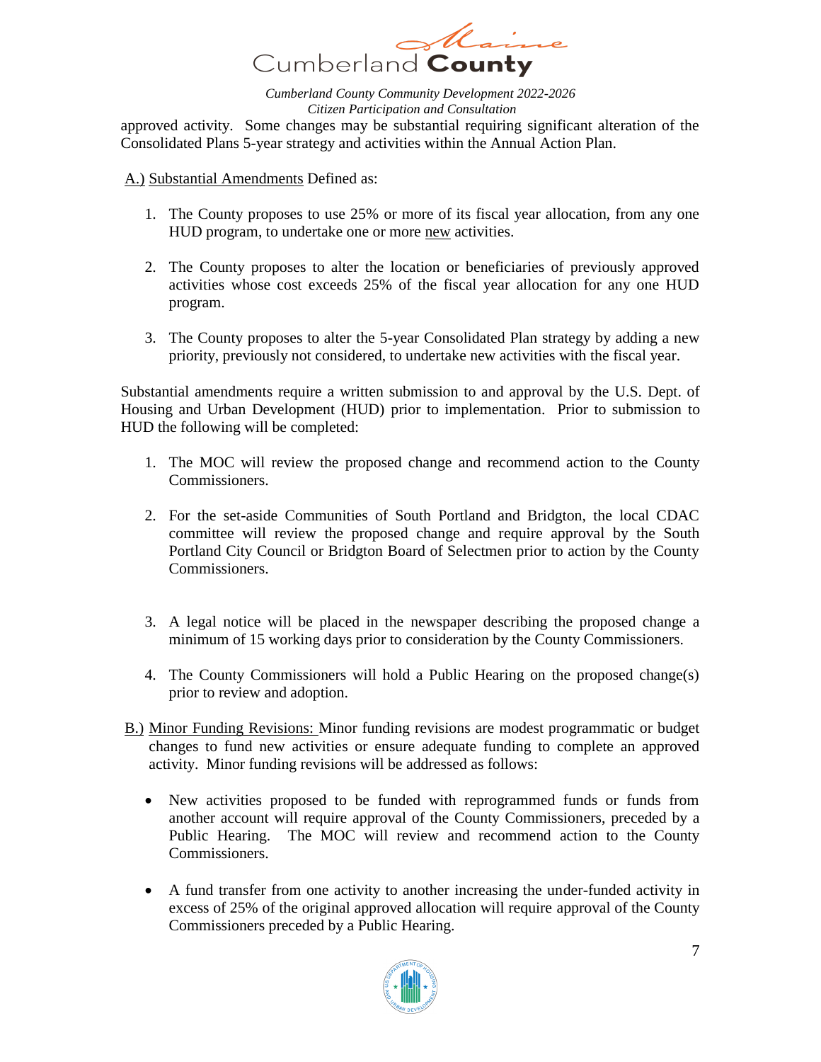approved activity. Some changes may be substantial requiring significant alteration of the Consolidated Plans 5-year strategy and activities within the Annual Action Plan.

A.) Substantial Amendments Defined as:

1. The County proposes to use 25% or more of its fiscal year allocation, from any one HUD program, to undertake one or more new activities.

2. The County proposes to alter the location or beneficiaries of previously approved activities whose cost exceeds 25% of the fiscal year allocation for any one HUD program.

3. The County proposes to alter the 5-year Consolidated Plan strategy by adding a new priority, previously not considered, to undertake new activities with the fiscal year.

Substantial amendments require a written submission to and approval by the U.S. Dept. of Housing and Urban Development (HUD) prior to implementation. Prior to submission to HUD the following will be completed:

1. The MOC will review the proposed change and recommend action to the County Commissioners.

2. For the set-aside Communities of South Portland and Bridgton, the local CDAC committee will review the proposed change and require approval by the South Portland City Council or Bridgton Board of Selectmen prior to action by the County Commissioners.

3. A legal notice will be placed in the newspaper describing the proposed change a minimum of 15 working days prior to consideration by the County Commissioners.

4. The County Commissioners will hold a Public Hearing on the proposed change(s) prior to review and adoption.

B.) Minor Funding Revisions: Minor funding revisions are modest programmatic or budget changes to fund new activities or ensure adequate funding to complete an approved activity. Minor funding revisions will be addressed as follows:

- New activities proposed to be funded with reprogrammed funds or funds from another account will require approval of the County Commissioners, preceded by a Public Hearing. The MOC will review and recommend action to the County Commissioners.

- A fund transfer from one activity to another increasing the under-funded activity in excess of 25% of the original approved allocation will require approval of the County Commissioners preceded by a Public Hearing.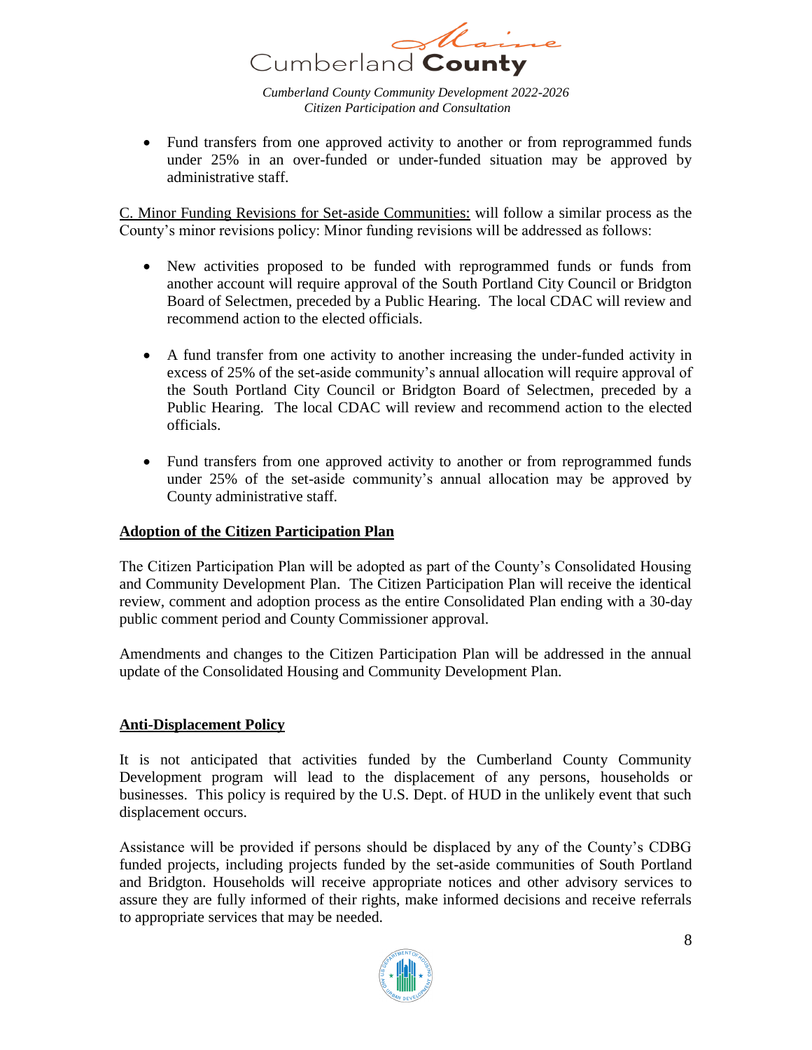- Fund transfers from one approved activity to another or from reprogrammed funds under 25% in an over-funded or under-funded situation may be approved by administrative staff.

C. Minor Funding Revisions for Set-aside Communities: will follow a similar process as the County's minor revisions policy: Minor funding revisions will be addressed as follows:

- New activities proposed to be funded with reprogrammed funds or funds from another account will require approval of the South Portland City Council or Bridgton Board of Selectmen, preceded by a Public Hearing. The local CDAC will review and recommend action to the elected officials.

- A fund transfer from one activity to another increasing the under-funded activity in excess of 25% of the set-aside community's annual allocation will require approval of the South Portland City Council or Bridgton Board of Selectmen, preceded by a Public Hearing. The local CDAC will review and recommend action to the elected officials.

- Fund transfers from one approved activity to another or from reprogrammed funds under 25% of the set-aside community's annual allocation may be approved by County administrative staff.

## Adoption of the Citizen Participation Plan

The Citizen Participation Plan will be adopted as part of the County's Consolidated Housing and Community Development Plan. The Citizen Participation Plan will receive the identical review, comment and adoption process as the entire Consolidated Plan ending with a 30-day public comment period and County Commissioner approval.

Amendments and changes to the Citizen Participation Plan will be addressed in the annual update of the Consolidated Housing and Community Development Plan.

## Anti-Displacement Policy

It is not anticipated that activities funded by the Cumberland County Community Development program will lead to the displacement of any persons, households or businesses. This policy is required by the U.S. Dept. of HUD in the unlikely event that such displacement occurs.

Assistance will be provided if persons should be displaced by any of the County's CDBG funded projects, including projects funded by the set-aside communities of South Portland and Bridgton. Households will receive appropriate notices and other advisory services to assure they are fully informed of their rights, make informed decisions and receive referrals to appropriate services that may be needed.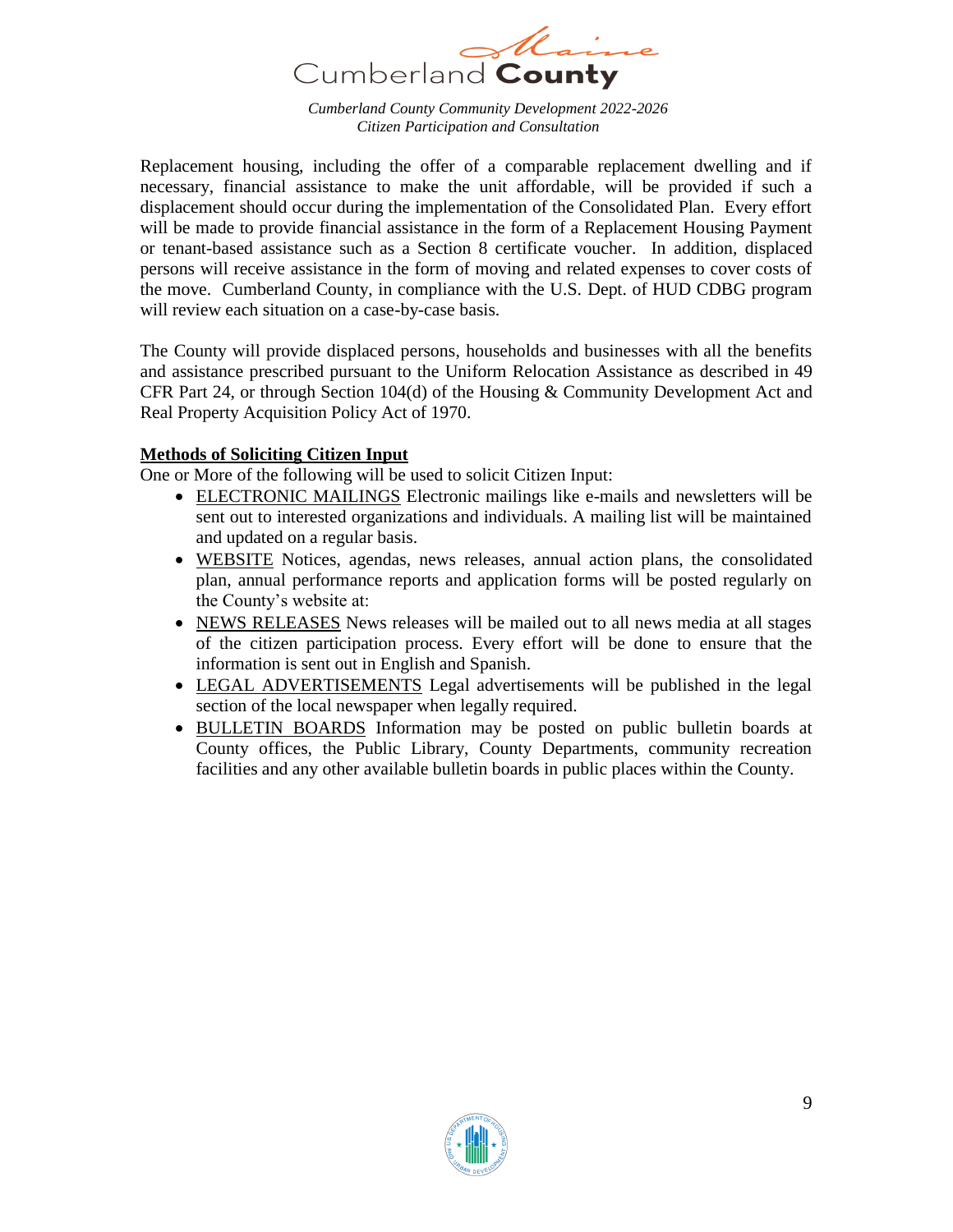Replacement housing, including the offer of a comparable replacement dwelling and if necessary, financial assistance to make the unit affordable, will be provided if such a displacement should occur during the implementation of the Consolidated Plan. Every effort will be made to provide financial assistance in the form of a Replacement Housing Payment or tenant-based assistance such as a Section 8 certificate voucher. In addition, displaced persons will receive assistance in the form of moving and related expenses to cover costs of the move. Cumberland County, in compliance with the U.S. Dept. of HUD CDBG program will review each situation on a case-by-case basis.

The County will provide displaced persons, households and businesses with all the benefits and assistance prescribed pursuant to the Uniform Relocation Assistance as described in 49 CFR Part 24, or through Section 104(d) of the Housing & Community Development Act and Real Property Acquisition Policy Act of 1970.

**Methods of Soliciting Citizen Input**

One or More of the following will be used to solicit Citizen Input:

- ELECTRONIC MAILINGS Electronic mailings like e-mails and newsletters will be sent out to interested organizations and individuals. A mailing list will be maintained and updated on a regular basis.
- WEBSITE Notices, agendas, news releases, annual action plans, the consolidated plan, annual performance reports and application forms will be posted regularly on the County's website at:
- NEWS RELEASES News releases will be mailed out to all news media at all stages of the citizen participation process. Every effort will be done to ensure that the information is sent out in English and Spanish.
- LEGAL ADVERTISEMENTS Legal advertisements will be published in the legal section of the local newspaper when legally required.
- BULLETIN BOARDS Information may be posted on public bulletin boards at County offices, the Public Library, County Departments, community recreation facilities and any other available bulletin boards in public places within the County.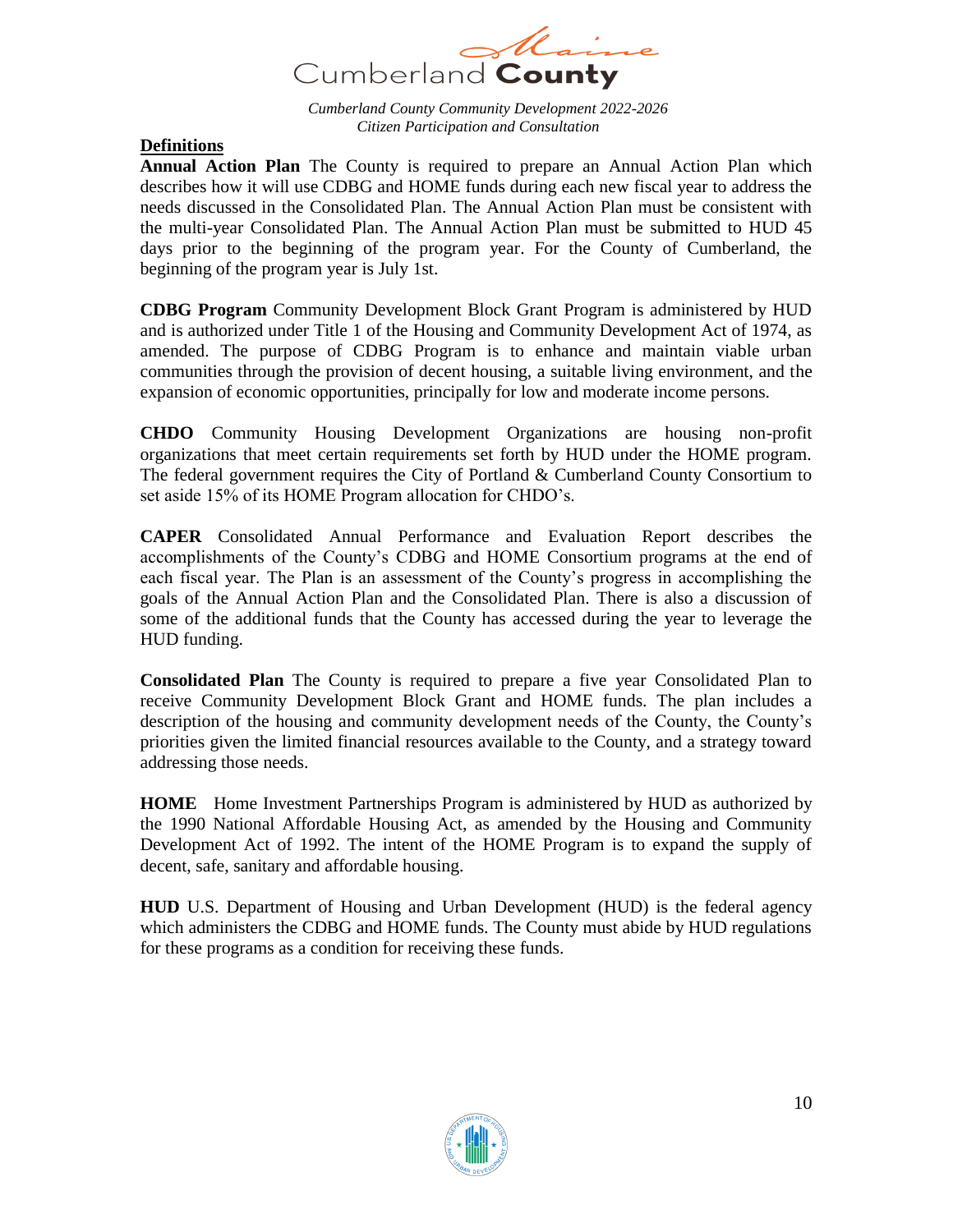## Definitions

**Annual Action Plan** The County is required to prepare an Annual Action Plan which describes how it will use CDBG and HOME funds during each new fiscal year to address the needs discussed in the Consolidated Plan. The Annual Action Plan must be consistent with the multi-year Consolidated Plan. The Annual Action Plan must be submitted to HUD 45 days prior to the beginning of the program year. For the County of Cumberland, the beginning of the program year is July 1st.

**CDBG Program** Community Development Block Grant Program is administered by HUD and is authorized under Title 1 of the Housing and Community Development Act of 1974, as amended. The purpose of CDBG Program is to enhance and maintain viable urban communities through the provision of decent housing, a suitable living environment, and the expansion of economic opportunities, principally for low and moderate income persons.

**CHDO** Community Housing Development Organizations are housing non-profit organizations that meet certain requirements set forth by HUD under the HOME program. The federal government requires the City of Portland & Cumberland County Consortium to set aside 15% of its HOME Program allocation for CHDO's.

**CAPER** Consolidated Annual Performance and Evaluation Report describes the accomplishments of the County's CDBG and HOME Consortium programs at the end of each fiscal year. The Plan is an assessment of the County's progress in accomplishing the goals of the Annual Action Plan and the Consolidated Plan. There is also a discussion of some of the additional funds that the County has accessed during the year to leverage the HUD funding.

**Consolidated Plan** The County is required to prepare a five year Consolidated Plan to receive Community Development Block Grant and HOME funds. The plan includes a description of the housing and community development needs of the County, the County's priorities given the limited financial resources available to the County, and a strategy toward addressing those needs.

**HOME** Home Investment Partnerships Program is administered by HUD as authorized by the 1990 National Affordable Housing Act, as amended by the Housing and Community Development Act of 1992. The intent of the HOME Program is to expand the supply of decent, safe, sanitary and affordable housing.

**HUD** U.S. Department of Housing and Urban Development (HUD) is the federal agency which administers the CDBG and HOME funds. The County must abide by HUD regulations for these programs as a condition for receiving these funds.